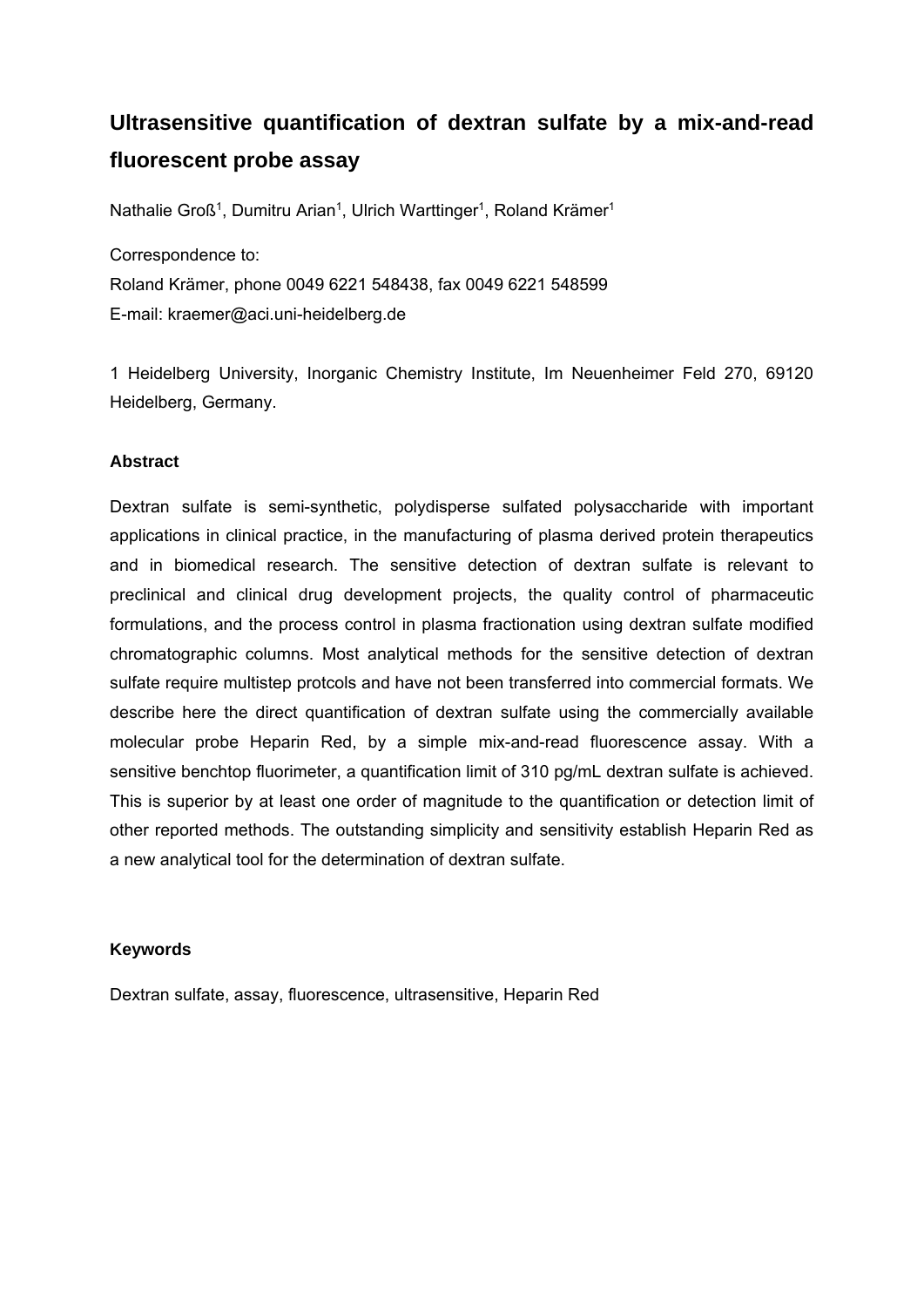# Ultrasensitive quantification of dextran sulfate by a mix-and-read fluorescent probe assay

Nathalie Groß[1], Dumitru Arian[1], Ulrich Warttinger[1], Roland Krämer[1]

Correspondence to:
Roland Krämer, phone 0049 6221 548438, fax 0049 6221 548599
E-mail: kraemer@aci.uni-heidelberg.de

1 Heidelberg University, Inorganic Chemistry Institute, Im Neuenheimer Feld 270, 69120 Heidelberg, Germany.

**Abstract**

Dextran sulfate is semi-synthetic, polydisperse sulfated polysaccharide with important applications in clinical practice, in the manufacturing of plasma derived protein therapeutics and in biomedical research. The sensitive detection of dextran sulfate is relevant to preclinical and clinical drug development projects, the quality control of pharmaceutic formulations, and the process control in plasma fractionation using dextran sulfate modified chromatographic columns. Most analytical methods for the sensitive detection of dextran sulfate require multistep protcols and have not been transferred into commercial formats. We describe here the direct quantification of dextran sulfate using the commercially available molecular probe Heparin Red, by a simple mix-and-read fluorescence assay. With a sensitive benchtop fluorimeter, a quantification limit of 310 pg/mL dextran sulfate is achieved. This is superior by at least one order of magnitude to the quantification or detection limit of other reported methods. The outstanding simplicity and sensitivity establish Heparin Red as a new analytical tool for the determination of dextran sulfate.

**Keywords**

Dextran sulfate, assay, fluorescence, ultrasensitive, Heparin Red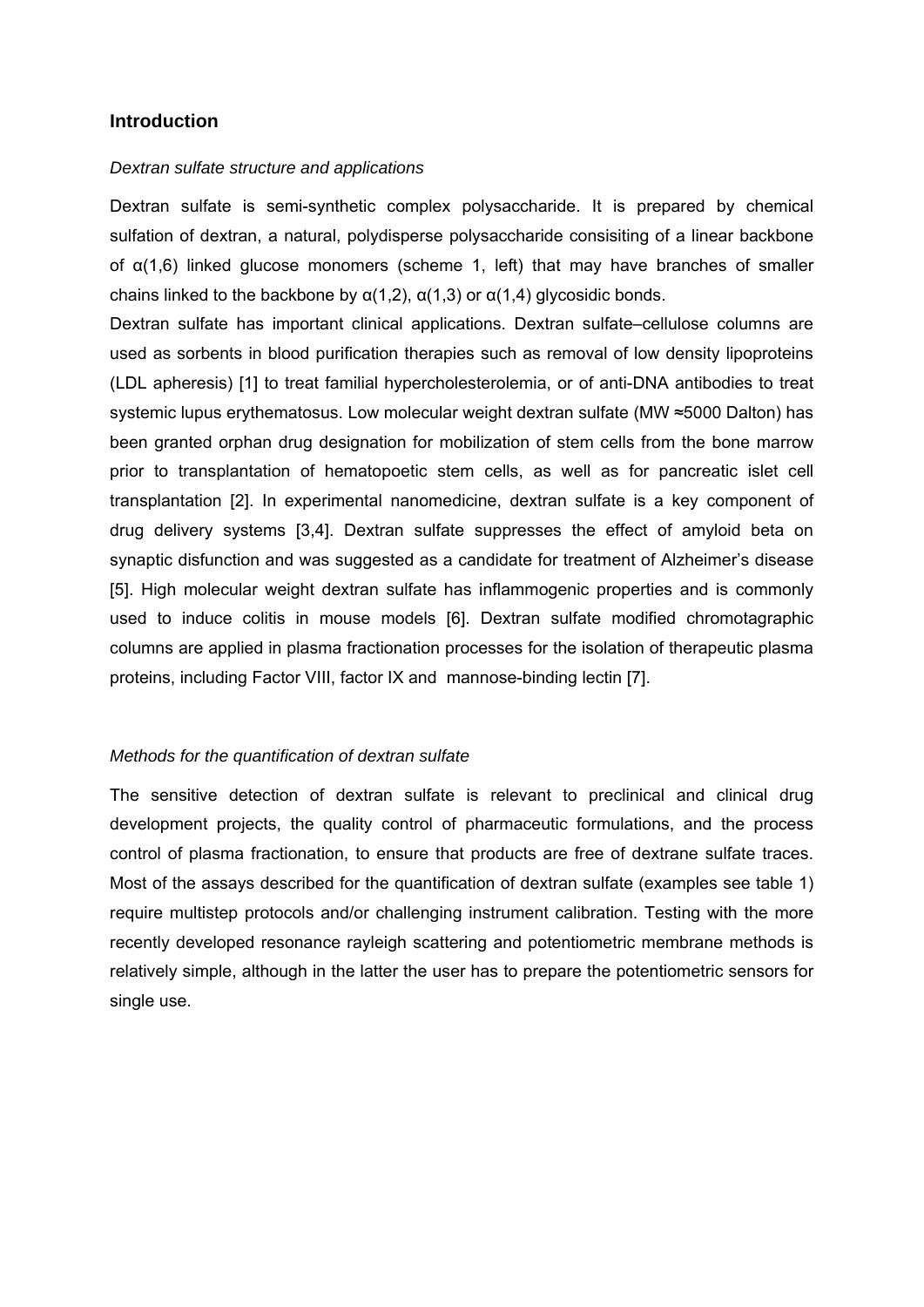## Introduction

*Dextran sulfate structure and applications*

Dextran sulfate is semi-synthetic complex polysaccharide. It is prepared by chemical sulfation of dextran, a natural, polydisperse polysaccharide consisiting of a linear backbone of α(1,6) linked glucose monomers (scheme 1, left) that may have branches of smaller chains linked to the backbone by α(1,2), α(1,3) or α(1,4) glycosidic bonds.

Dextran sulfate has important clinical applications. Dextran sulfate–cellulose columns are used as sorbents in blood purification therapies such as removal of low density lipoproteins (LDL apheresis) [1] to treat familial hypercholesterolemia, or of anti-DNA antibodies to treat systemic lupus erythematosus. Low molecular weight dextran sulfate (MW ≈5000 Dalton) has been granted orphan drug designation for mobilization of stem cells from the bone marrow prior to transplantation of hematopoetic stem cells, as well as for pancreatic islet cell transplantation [2]. In experimental nanomedicine, dextran sulfate is a key component of drug delivery systems [3,4]. Dextran sulfate suppresses the effect of amyloid beta on synaptic disfunction and was suggested as a candidate for treatment of Alzheimer's disease [5]. High molecular weight dextran sulfate has inflammogenic properties and is commonly used to induce colitis in mouse models [6]. Dextran sulfate modified chromotagraphic columns are applied in plasma fractionation processes for the isolation of therapeutic plasma proteins, including Factor VIII, factor IX and mannose-binding lectin [7].

*Methods for the quantification of dextran sulfate*

The sensitive detection of dextran sulfate is relevant to preclinical and clinical drug development projects, the quality control of pharmaceutic formulations, and the process control of plasma fractionation, to ensure that products are free of dextrane sulfate traces. Most of the assays described for the quantification of dextran sulfate (examples see table 1) require multistep protocols and/or challenging instrument calibration. Testing with the more recently developed resonance rayleigh scattering and potentiometric membrane methods is relatively simple, although in the latter the user has to prepare the potentiometric sensors for single use.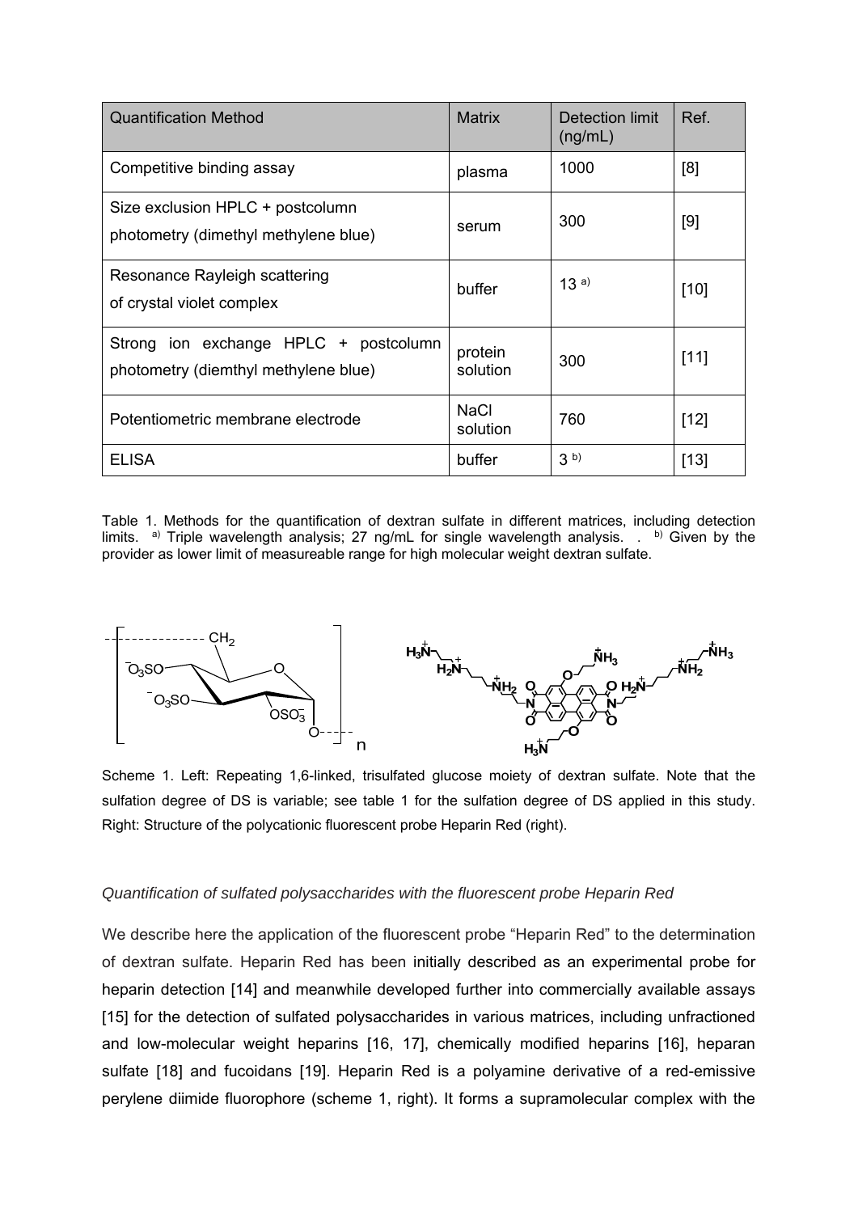| Quantification Method | Matrix | Detection limit (ng/mL) | Ref. |
| --- | --- | --- | --- |
| Competitive binding assay | plasma | 1000 | [8] |
| Size exclusion HPLC + postcolumn photometry (dimethyl methylene blue) | serum | 300 | [9] |
| Resonance Rayleigh scattering of crystal violet complex | buffer | 13 [a)] | [10] |
| Strong ion exchange HPLC + postcolumn photometry (diemthyl methylene blue) | protein solution | 300 | [11] |
| Potentiometric membrane electrode | NaCl solution | 760 | [12] |
| ELISA | buffer | 3 [b)] | [13] |

Table 1. Methods for the quantification of dextran sulfate in different matrices, including detection limits. [a)] Triple wavelength analysis; 27 ng/mL for single wavelength analysis. . [b)] Given by the provider as lower limit of measureable range for high molecular weight dextran sulfate.

Scheme 1. Left: Repeating 1,6-linked, trisulfated glucose moiety of dextran sulfate. Note that the sulfation degree of DS is variable; see table 1 for the sulfation degree of DS applied in this study. Right: Structure of the polycationic fluorescent probe Heparin Red (right).

*Quantification of sulfated polysaccharides with the fluorescent probe Heparin Red*

We describe here the application of the fluorescent probe "Heparin Red" to the determination of dextran sulfate. Heparin Red has been initially described as an experimental probe for heparin detection [14] and meanwhile developed further into commercially available assays [15] for the detection of sulfated polysaccharides in various matrices, including unfractioned and low-molecular weight heparins [16, 17], chemically modified heparins [16], heparan sulfate [18] and fucoidans [19]. Heparin Red is a polyamine derivative of a red-emissive perylene diimide fluorophore (scheme 1, right). It forms a supramolecular complex with the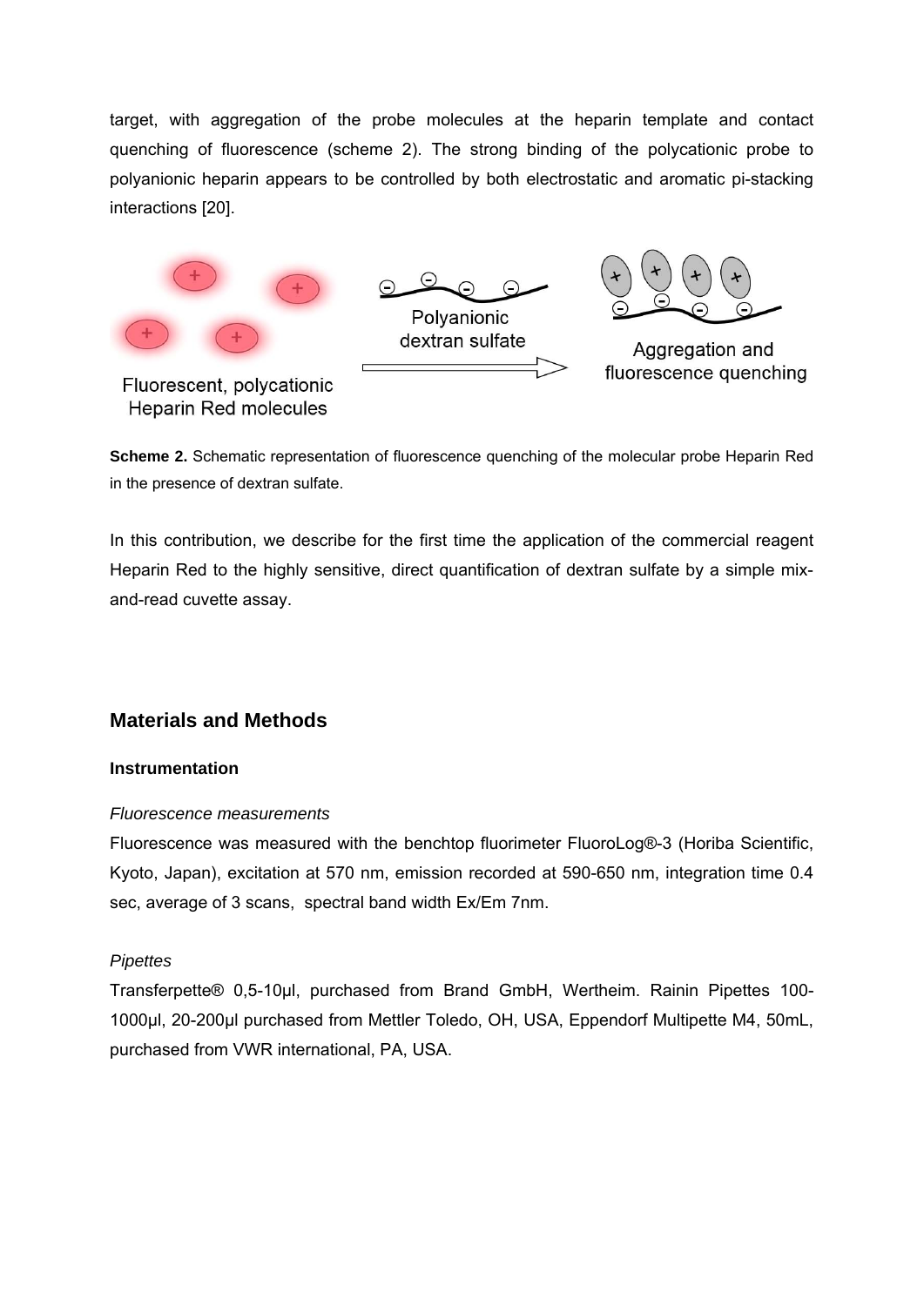target, with aggregation of the probe molecules at the heparin template and contact quenching of fluorescence (scheme 2). The strong binding of the polycationic probe to polyanionic heparin appears to be controlled by both electrostatic and aromatic pi-stacking interactions [20].

Fluorescent, polycationic Heparin Red molecules

Polyanionic dextran sulfate

Aggregation and fluorescence quenching

**Scheme 2.** Schematic representation of fluorescence quenching of the molecular probe Heparin Red in the presence of dextran sulfate.

In this contribution, we describe for the first time the application of the commercial reagent Heparin Red to the highly sensitive, direct quantification of dextran sulfate by a simple mix-and-read cuvette assay.

## Materials and Methods

### Instrumentation

*Fluorescence measurements*

Fluorescence was measured with the benchtop fluorimeter FluoroLog®-3 (Horiba Scientific, Kyoto, Japan), excitation at 570 nm, emission recorded at 590-650 nm, integration time 0.4 sec, average of 3 scans, spectral band width Ex/Em 7nm.

*Pipettes*

Transferpette® 0,5-10µl, purchased from Brand GmbH, Wertheim. Rainin Pipettes 100-1000µl, 20-200µl purchased from Mettler Toledo, OH, USA, Eppendorf Multipette M4, 50mL, purchased from VWR international, PA, USA.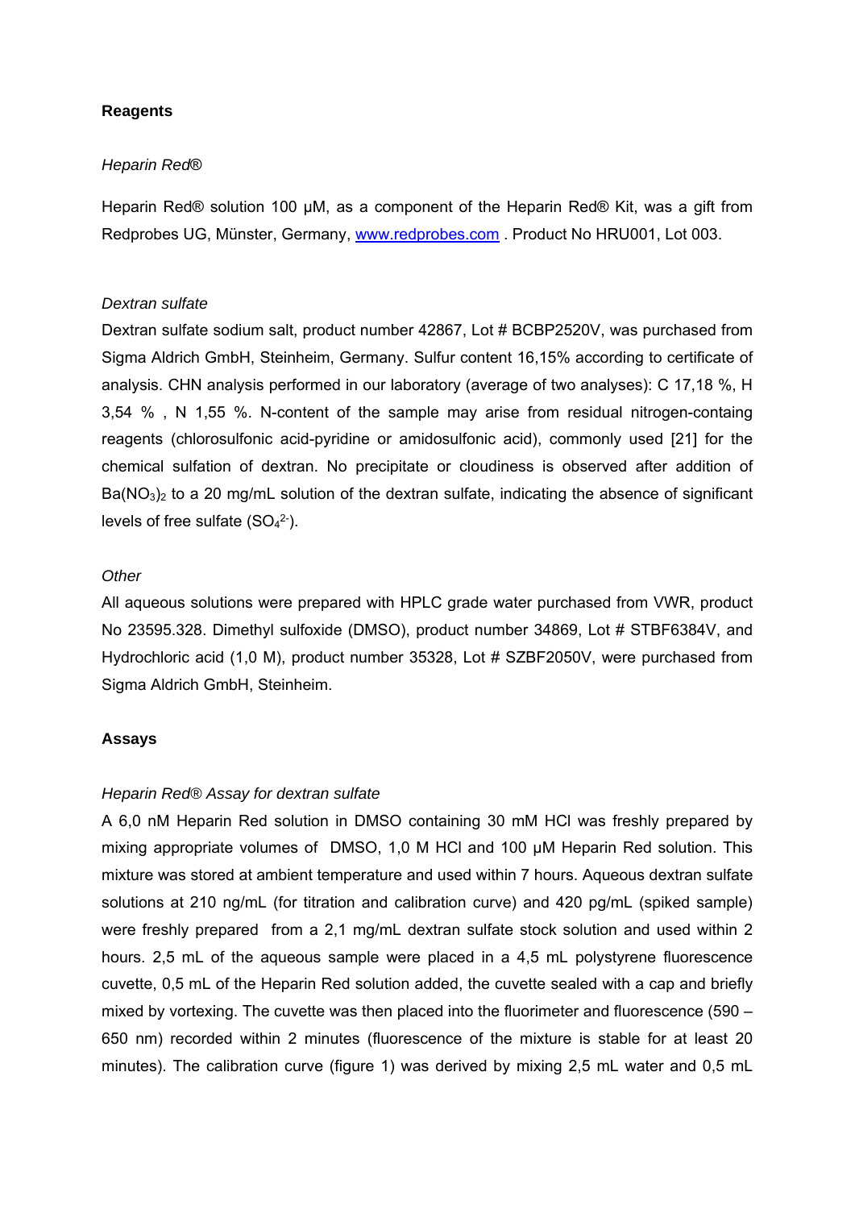**Reagents**

*Heparin Red®*

Heparin Red® solution 100 µM, as a component of the Heparin Red® Kit, was a gift from Redprobes UG, Münster, Germany, www.redprobes.com . Product No HRU001, Lot 003.

*Dextran sulfate*

Dextran sulfate sodium salt, product number 42867, Lot # BCBP2520V, was purchased from Sigma Aldrich GmbH, Steinheim, Germany. Sulfur content 16,15% according to certificate of analysis. CHN analysis performed in our laboratory (average of two analyses): C 17,18 %, H 3,54 % , N 1,55 %. N-content of the sample may arise from residual nitrogen-containg reagents (chlorosulfonic acid-pyridine or amidosulfonic acid), commonly used [21] for the chemical sulfation of dextran. No precipitate or cloudiness is observed after addition of $Ba(NO_3)_2$ to a 20 mg/mL solution of the dextran sulfate, indicating the absence of significant levels of free sulfate ($SO_4^{2-}$).

*Other*

All aqueous solutions were prepared with HPLC grade water purchased from VWR, product No 23595.328. Dimethyl sulfoxide (DMSO), product number 34869, Lot # STBF6384V, and Hydrochloric acid (1,0 M), product number 35328, Lot # SZBF2050V, were purchased from Sigma Aldrich GmbH, Steinheim.

**Assays**

*Heparin Red® Assay for dextran sulfate*

A 6,0 nM Heparin Red solution in DMSO containing 30 mM HCl was freshly prepared by mixing appropriate volumes of DMSO, 1,0 M HCl and 100 µM Heparin Red solution. This mixture was stored at ambient temperature and used within 7 hours. Aqueous dextran sulfate solutions at 210 ng/mL (for titration and calibration curve) and 420 pg/mL (spiked sample) were freshly prepared from a 2,1 mg/mL dextran sulfate stock solution and used within 2 hours. 2,5 mL of the aqueous sample were placed in a 4,5 mL polystyrene fluorescence cuvette, 0,5 mL of the Heparin Red solution added, the cuvette sealed with a cap and briefly mixed by vortexing. The cuvette was then placed into the fluorimeter and fluorescence (590 – 650 nm) recorded within 2 minutes (fluorescence of the mixture is stable for at least 20 minutes). The calibration curve (figure 1) was derived by mixing 2,5 mL water and 0,5 mL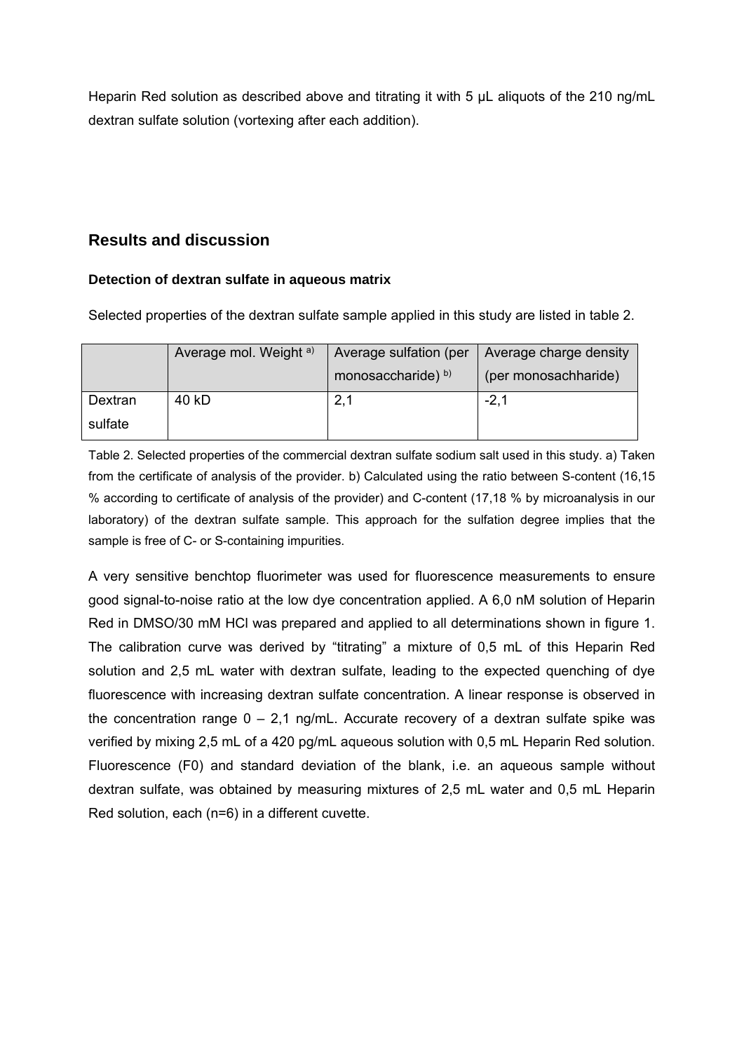Heparin Red solution as described above and titrating it with 5 µL aliquots of the 210 ng/mL dextran sulfate solution (vortexing after each addition).

## Results and discussion

### Detection of dextran sulfate in aqueous matrix

Selected properties of the dextran sulfate sample applied in this study are listed in table 2.

| | Average mol. Weight [a)] | Average sulfation (per monosaccharide) [b)] | Average charge density (per monosachharide) |
|---|---|---|---|
| Dextran sulfate | 40 kD | 2,1 | -2,1 |

Table 2. Selected properties of the commercial dextran sulfate sodium salt used in this study. a) Taken from the certificate of analysis of the provider. b) Calculated using the ratio between S-content (16,15 % according to certificate of analysis of the provider) and C-content (17,18 % by microanalysis in our laboratory) of the dextran sulfate sample. This approach for the sulfation degree implies that the sample is free of C- or S-containing impurities.

A very sensitive benchtop fluorimeter was used for fluorescence measurements to ensure good signal-to-noise ratio at the low dye concentration applied. A 6,0 nM solution of Heparin Red in DMSO/30 mM HCl was prepared and applied to all determinations shown in figure 1. The calibration curve was derived by "titrating" a mixture of 0,5 mL of this Heparin Red solution and 2,5 mL water with dextran sulfate, leading to the expected quenching of dye fluorescence with increasing dextran sulfate concentration. A linear response is observed in the concentration range 0 – 2,1 ng/mL. Accurate recovery of a dextran sulfate spike was verified by mixing 2,5 mL of a 420 pg/mL aqueous solution with 0,5 mL Heparin Red solution. Fluorescence ($F_0$) and standard deviation of the blank, i.e. an aqueous sample without dextran sulfate, was obtained by measuring mixtures of 2,5 mL water and 0,5 mL Heparin Red solution, each (n=6) in a different cuvette.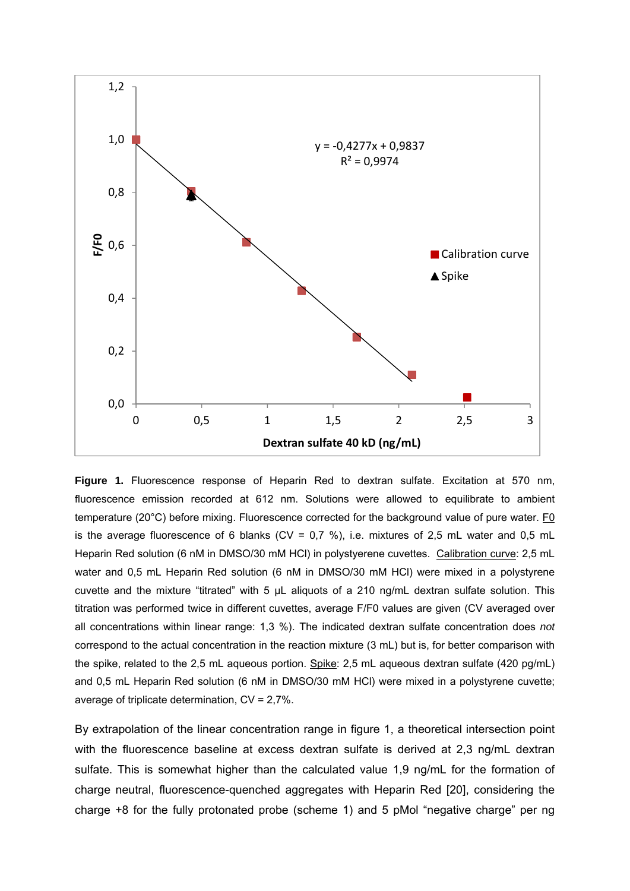**Figure 1.** Fluorescence response of Heparin Red to dextran sulfate. Excitation at 570 nm, fluorescence emission recorded at 612 nm. Solutions were allowed to equilibrate to ambient temperature (20°C) before mixing. Fluorescence corrected for the background value of pure water. F0 is the average fluorescence of 6 blanks (CV = 0,7 %), i.e. mixtures of 2,5 mL water and 0,5 mL Heparin Red solution (6 nM in DMSO/30 mM HCl) in polystyrene cuvettes. Calibration curve: 2,5 mL water and 0,5 mL Heparin Red solution (6 nM in DMSO/30 mM HCl) were mixed in a polystyrene cuvette and the mixture "titrated" with 5 µL aliquots of a 210 ng/mL dextran sulfate solution. This titration was performed twice in different cuvettes, average F/F0 values are given (CV averaged over all concentrations within linear range: 1,3 %). The indicated dextran sulfate concentration does *not* correspond to the actual concentration in the reaction mixture (3 mL) but is, for better comparison with the spike, related to the 2,5 mL aqueous portion. Spike: 2,5 mL aqueous dextran sulfate (420 pg/mL) and 0,5 mL Heparin Red solution (6 nM in DMSO/30 mM HCl) were mixed in a polystyrene cuvette; average of triplicate determination, CV = 2,7%.

By extrapolation of the linear concentration range in figure 1, a theoretical intersection point with the fluorescence baseline at excess dextran sulfate is derived at 2,3 ng/mL dextran sulfate. This is somewhat higher than the calculated value 1,9 ng/mL for the formation of charge neutral, fluorescence-quenched aggregates with Heparin Red [20], considering the charge +8 for the fully protonated probe (scheme 1) and 5 pMol "negative charge" per ng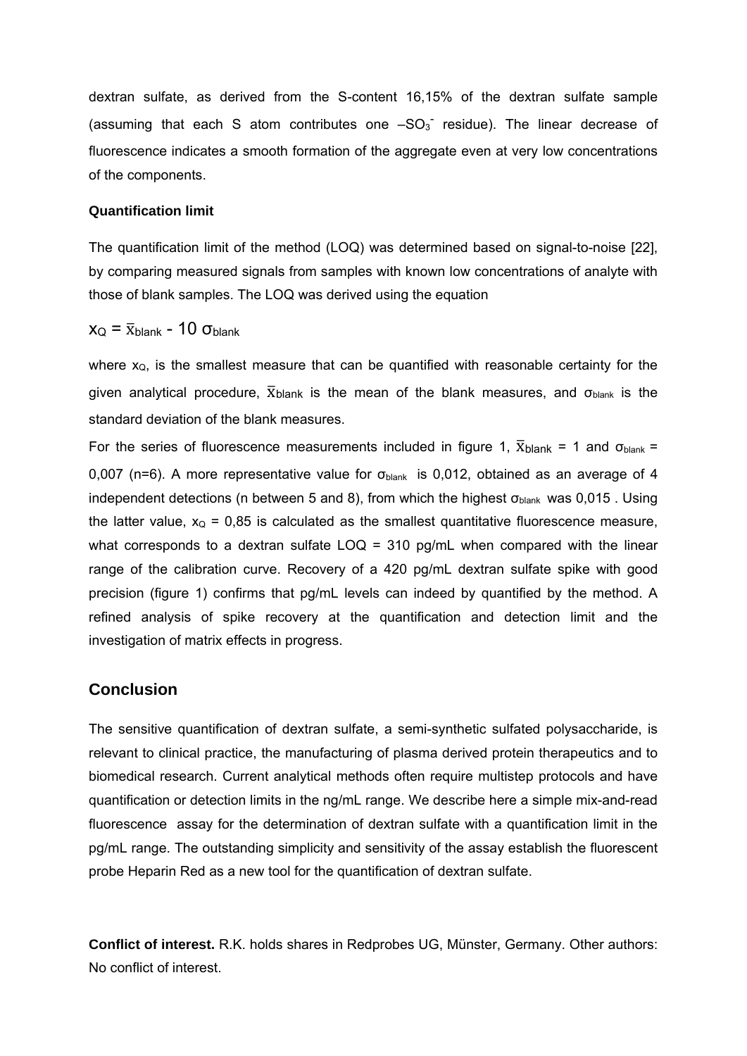dextran sulfate, as derived from the S-content 16,15% of the dextran sulfate sample (assuming that each S atom contributes one $-SO_3^-$ residue). The linear decrease of fluorescence indicates a smooth formation of the aggregate even at very low concentrations of the components.

**Quantification limit**

The quantification limit of the method (LOQ) was determined based on signal-to-noise [22], by comparing measured signals from samples with known low concentrations of analyte with those of blank samples. The LOQ was derived using the equation

$$x_Q = \bar{x}_{blank} - 10\ \sigma_{blank}$$

where $x_Q$, is the smallest measure that can be quantified with reasonable certainty for the given analytical procedure, $\bar{x}_{blank}$ is the mean of the blank measures, and $\sigma_{blank}$ is the standard deviation of the blank measures.

For the series of fluorescence measurements included in figure 1, $\bar{x}_{blank}$ = 1 and $\sigma_{blank}$ = 0,007 (n=6). A more representative value for $\sigma_{blank}$ is 0,012, obtained as an average of 4 independent detections (n between 5 and 8), from which the highest $\sigma_{blank}$ was 0,015 . Using the latter value, $x_Q$ = 0,85 is calculated as the smallest quantitative fluorescence measure, what corresponds to a dextran sulfate LOQ = 310 pg/mL when compared with the linear range of the calibration curve. Recovery of a 420 pg/mL dextran sulfate spike with good precision (figure 1) confirms that pg/mL levels can indeed by quantified by the method. A refined analysis of spike recovery at the quantification and detection limit and the investigation of matrix effects in progress.

## Conclusion

The sensitive quantification of dextran sulfate, a semi-synthetic sulfated polysaccharide, is relevant to clinical practice, the manufacturing of plasma derived protein therapeutics and to biomedical research. Current analytical methods often require multistep protocols and have quantification or detection limits in the ng/mL range. We describe here a simple mix-and-read fluorescence assay for the determination of dextran sulfate with a quantification limit in the pg/mL range. The outstanding simplicity and sensitivity of the assay establish the fluorescent probe Heparin Red as a new tool for the quantification of dextran sulfate.

**Conflict of interest.** R.K. holds shares in Redprobes UG, Münster, Germany. Other authors: No conflict of interest.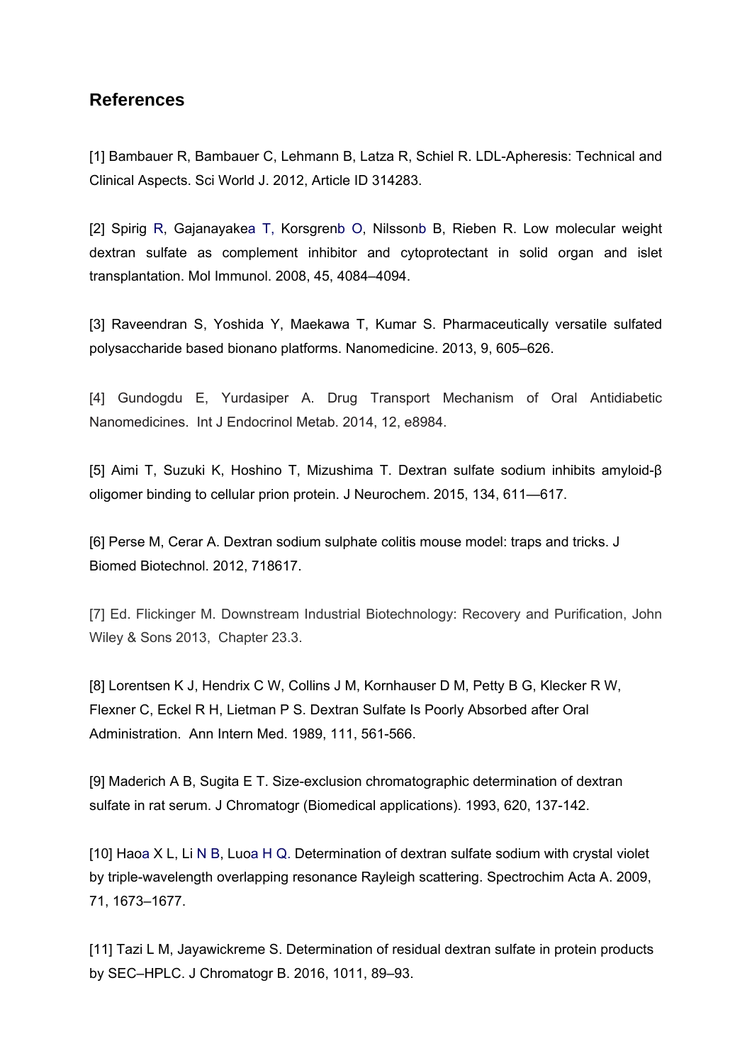## References

[1] Bambauer R, Bambauer C, Lehmann B, Latza R, Schiel R. LDL-Apheresis: Technical and Clinical Aspects. Sci World J. 2012, Article ID 314283.

[2] Spirig R, Gajanayakea T, Korsgrenb O, Nilssonb B, Rieben R. Low molecular weight dextran sulfate as complement inhibitor and cytoprotectant in solid organ and islet transplantation. Mol Immunol. 2008, 45, 4084–4094.

[3] Raveendran S, Yoshida Y, Maekawa T, Kumar S. Pharmaceutically versatile sulfated polysaccharide based bionano platforms. Nanomedicine. 2013, 9, 605–626.

[4] Gundogdu E, Yurdasiper A. Drug Transport Mechanism of Oral Antidiabetic Nanomedicines. Int J Endocrinol Metab. 2014, 12, e8984.

[5] Aimi T, Suzuki K, Hoshino T, Mizushima T. Dextran sulfate sodium inhibits amyloid-β oligomer binding to cellular prion protein. J Neurochem. 2015, 134, 611—617.

[6] Perse M, Cerar A. Dextran sodium sulphate colitis mouse model: traps and tricks. J Biomed Biotechnol. 2012, 718617.

[7] Ed. Flickinger M. Downstream Industrial Biotechnology: Recovery and Purification, John Wiley & Sons 2013, Chapter 23.3.

[8] Lorentsen K J, Hendrix C W, Collins J M, Kornhauser D M, Petty B G, Klecker R W, Flexner C, Eckel R H, Lietman P S. Dextran Sulfate Is Poorly Absorbed after Oral Administration. Ann Intern Med. 1989, 111, 561-566.

[9] Maderich A B, Sugita E T. Size-exclusion chromatographic determination of dextran sulfate in rat serum. J Chromatogr (Biomedical applications). 1993, 620, 137-142.

[10] Haoa X L, Li N B, Luoa H Q. Determination of dextran sulfate sodium with crystal violet by triple-wavelength overlapping resonance Rayleigh scattering. Spectrochim Acta A. 2009, 71, 1673–1677.

[11] Tazi L M, Jayawickreme S. Determination of residual dextran sulfate in protein products by SEC–HPLC. J Chromatogr B. 2016, 1011, 89–93.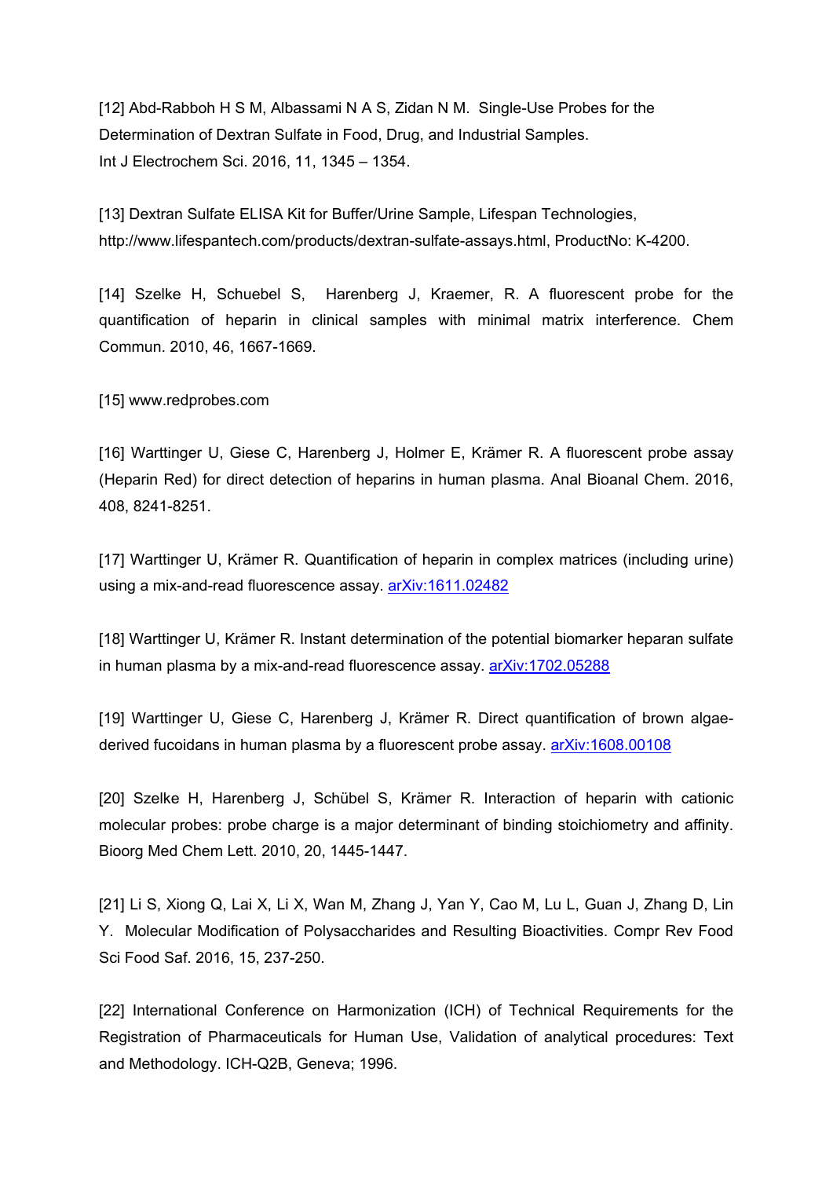[12] Abd-Rabboh H S M, Albassami N A S, Zidan N M. Single-Use Probes for the Determination of Dextran Sulfate in Food, Drug, and Industrial Samples. Int J Electrochem Sci. 2016, 11, 1345 – 1354.

[13] Dextran Sulfate ELISA Kit for Buffer/Urine Sample, Lifespan Technologies, http://www.lifespantech.com/products/dextran-sulfate-assays.html, ProductNo: K-4200.

[14] Szelke H, Schuebel S, Harenberg J, Kraemer, R. A fluorescent probe for the quantification of heparin in clinical samples with minimal matrix interference. Chem Commun. 2010, 46, 1667-1669.

[15] www.redprobes.com

[16] Warttinger U, Giese C, Harenberg J, Holmer E, Krämer R. A fluorescent probe assay (Heparin Red) for direct detection of heparins in human plasma. Anal Bioanal Chem. 2016, 408, 8241-8251.

[17] Warttinger U, Krämer R. Quantification of heparin in complex matrices (including urine) using a mix-and-read fluorescence assay. arXiv:1611.02482

[18] Warttinger U, Krämer R. Instant determination of the potential biomarker heparan sulfate in human plasma by a mix-and-read fluorescence assay. arXiv:1702.05288

[19] Warttinger U, Giese C, Harenberg J, Krämer R. Direct quantification of brown algae-derived fucoidans in human plasma by a fluorescent probe assay. arXiv:1608.00108

[20] Szelke H, Harenberg J, Schübel S, Krämer R. Interaction of heparin with cationic molecular probes: probe charge is a major determinant of binding stoichiometry and affinity. Bioorg Med Chem Lett. 2010, 20, 1445-1447.

[21] Li S, Xiong Q, Lai X, Li X, Wan M, Zhang J, Yan Y, Cao M, Lu L, Guan J, Zhang D, Lin Y. Molecular Modification of Polysaccharides and Resulting Bioactivities. Compr Rev Food Sci Food Saf. 2016, 15, 237-250.

[22] International Conference on Harmonization (ICH) of Technical Requirements for the Registration of Pharmaceuticals for Human Use, Validation of analytical procedures: Text and Methodology. ICH-Q2B, Geneva; 1996.